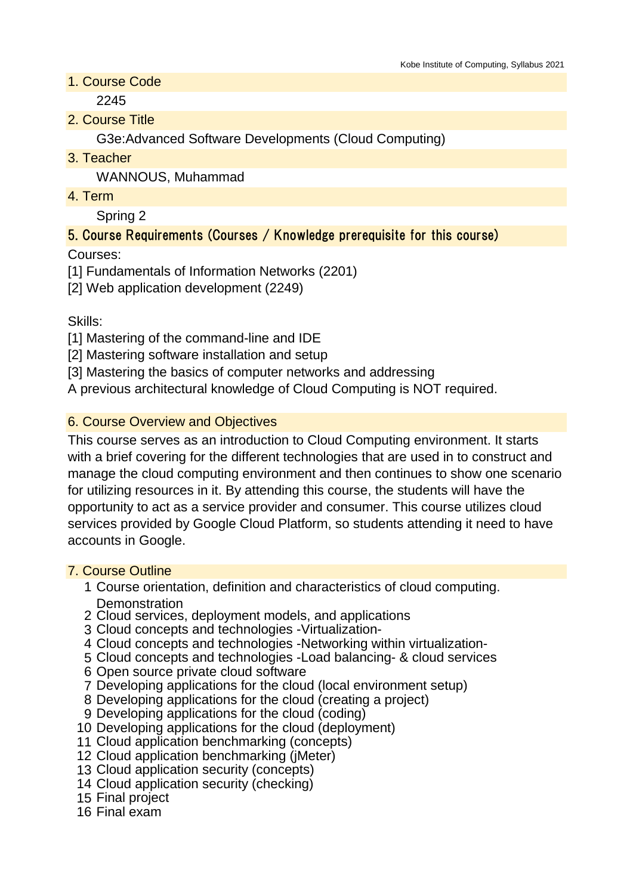## 1. Course Code

2245

## 2. Course Title

G3e:Advanced Software Developments (Cloud Computing)

## 3. Teacher

WANNOUS, Muhammad

## 4. Term

Spring 2

## 5. Course Requirements (Courses / Knowledge prerequisite for this course)

Courses:
[1] Fundamentals of Information Networks (2201)
[2] Web application development (2249)

Skills:
[1] Mastering of the command-line and IDE
[2] Mastering software installation and setup
[3] Mastering the basics of computer networks and addressing
A previous architectural knowledge of Cloud Computing is NOT required.

## 6. Course Overview and Objectives

This course serves as an introduction to Cloud Computing environment. It starts with a brief covering for the different technologies that are used in to construct and manage the cloud computing environment and then continues to show one scenario for utilizing resources in it. By attending this course, the students will have the opportunity to act as a service provider and consumer. This course utilizes cloud services provided by Google Cloud Platform, so students attending it need to have accounts in Google.

## 7. Course Outline

1. Course orientation, definition and characteristics of cloud computing. Demonstration
2. Cloud services, deployment models, and applications
3. Cloud concepts and technologies -Virtualization-
4. Cloud concepts and technologies -Networking within virtualization-
5. Cloud concepts and technologies -Load balancing- & cloud services
6. Open source private cloud software
7. Developing applications for the cloud (local environment setup)
8. Developing applications for the cloud (creating a project)
9. Developing applications for the cloud (coding)
10. Developing applications for the cloud (deployment)
11. Cloud application benchmarking (concepts)
12. Cloud application benchmarking (jMeter)
13. Cloud application security (concepts)
14. Cloud application security (checking)
15. Final project
16. Final exam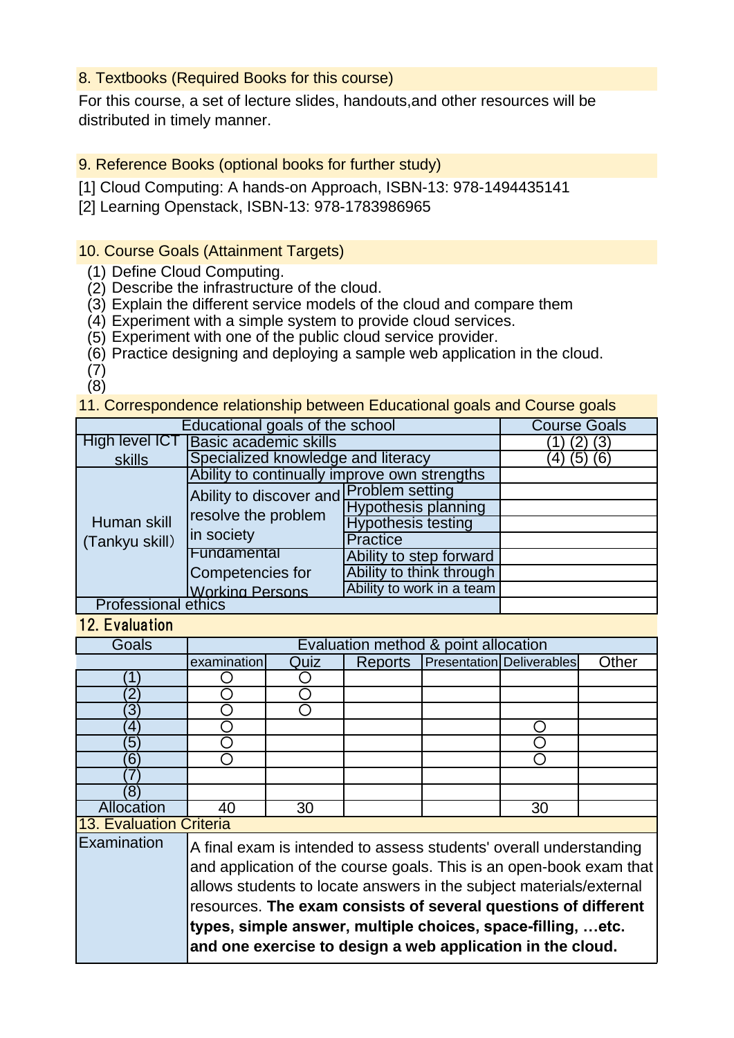## 8. Textbooks (Required Books for this course)

For this course, a set of lecture slides, handouts,and other resources will be distributed in timely manner.

## 9. Reference Books (optional books for further study)

[1] Cloud Computing: A hands-on Approach, ISBN-13: 978-1494435141

[2] Learning Openstack, ISBN-13: 978-1783986965

## 10. Course Goals (Attainment Targets)

(1) Define Cloud Computing.
(2) Describe the infrastructure of the cloud.
(3) Explain the different service models of the cloud and compare them
(4) Experiment with a simple system to provide cloud services.
(5) Experiment with one of the public cloud service provider.
(6) Practice designing and deploying a sample web application in the cloud.
(7)
(8)

## 11. Correspondence relationship between Educational goals and Course goals

| Educational goals of the school | | | Course Goals |
|---|---|---|---|
| High level ICT skills | Basic academic skills | | (1) (2) (3) |
| | Specialized knowledge and literacy | | (4) (5) (6) |
| Human skill (Tankyu skill) | Ability to continually improve own strengths | | |
| | Ability to discover and resolve the problem in society | Problem setting | |
| | | Hypothesis planning | |
| | | Hypothesis testing | |
| | | Practice | |
| | Fundamental Competencies for Working Persons | Ability to step forward | |
| | | Ability to think through | |
| | | Ability to work in a team | |
| Professional ethics | | | |

## 12. Evaluation

| Goals | Evaluation method & point allocation | | | | | |
|---|---|---|---|---|---|---|
| | examination | Quiz | Reports | Presentation | Deliverables | Other |
| (1) | ○ | ○ | | | | |
| (2) | ○ | ○ | | | | |
| (3) | ○ | ○ | | | | |
| (4) | ○ | | | | ○ | |
| (5) | ○ | | | | ○ | |
| (6) | ○ | | | | ○ | |
| (7) | | | | | | |
| (8) | | | | | | |
| Allocation | 40 | 30 | | | 30 | |

## 13. Evaluation Criteria

| | |
|---|---|
| Examination | A final exam is intended to assess students' overall understanding and application of the course goals. This is an open-book exam that allows students to locate answers in the subject materials/external resources. **The exam consists of several questions of different types, simple answer, multiple choices, space-filling, …etc. and one exercise to design a web application in the cloud.** |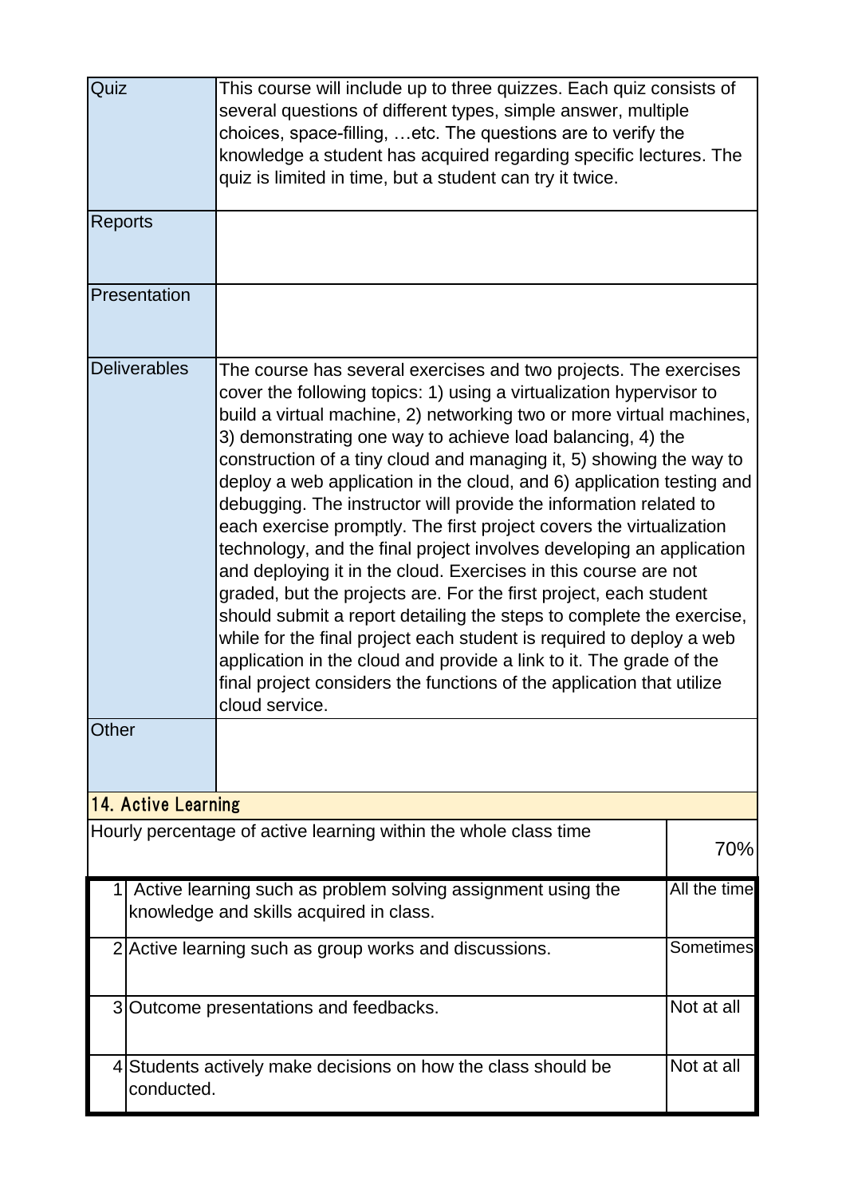| | |
|---|---|
| Quiz | This course will include up to three quizzes. Each quiz consists of several questions of different types, simple answer, multiple choices, space-filling, …etc. The questions are to verify the knowledge a student has acquired regarding specific lectures. The quiz is limited in time, but a student can try it twice. |
| Reports | |
| Presentation | |
| Deliverables | The course has several exercises and two projects. The exercises cover the following topics: 1) using a virtualization hypervisor to build a virtual machine, 2) networking two or more virtual machines, 3) demonstrating one way to achieve load balancing, 4) the construction of a tiny cloud and managing it, 5) showing the way to deploy a web application in the cloud, and 6) application testing and debugging. The instructor will provide the information related to each exercise promptly. The first project covers the virtualization technology, and the final project involves developing an application and deploying it in the cloud. Exercises in this course are not graded, but the projects are. For the first project, each student should submit a report detailing the steps to complete the exercise, while for the final project each student is required to deploy a web application in the cloud and provide a link to it. The grade of the final project considers the functions of the application that utilize cloud service. |
| Other | |

## 14. Active Learning

| | | |
|---|---|---|
| Hourly percentage of active learning within the whole class time | | 70% |
| 1 | Active learning such as problem solving assignment using the knowledge and skills acquired in class. | All the time |
| 2 | Active learning such as group works and discussions. | Sometimes |
| 3 | Outcome presentations and feedbacks. | Not at all |
| 4 | Students actively make decisions on how the class should be conducted. | Not at all |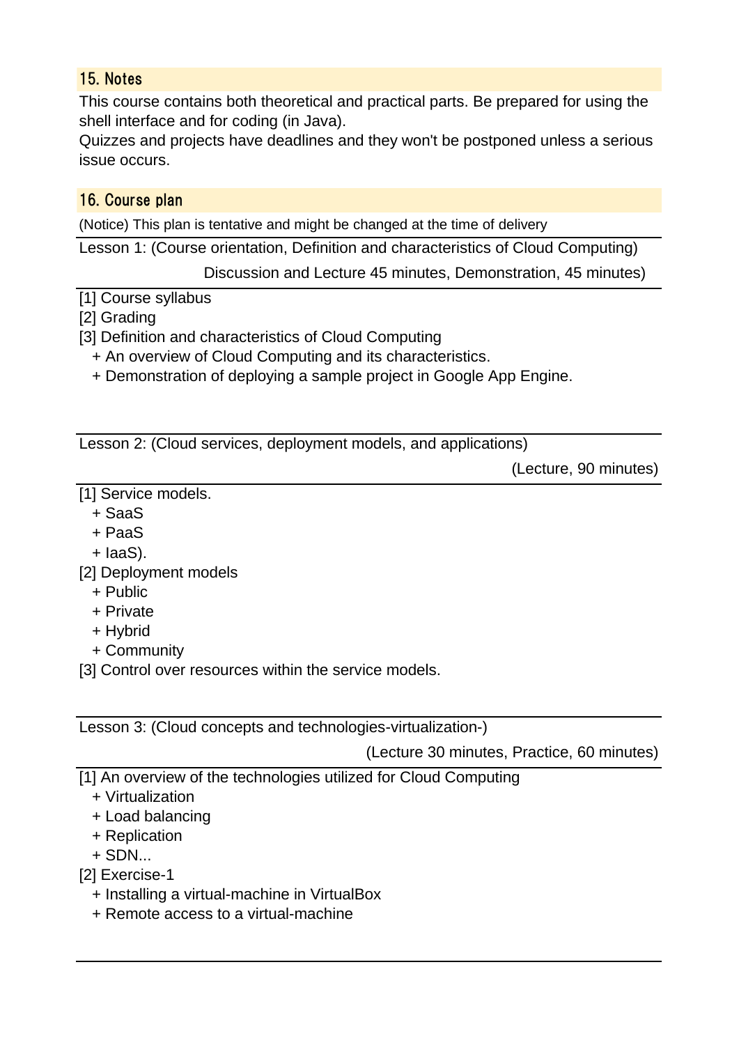## 15. Notes

This course contains both theoretical and practical parts. Be prepared for using the shell interface and for coding (in Java).
Quizzes and projects have deadlines and they won't be postponed unless a serious issue occurs.

## 16. Course plan

(Notice) This plan is tentative and might be changed at the time of delivery

Lesson 1: (Course orientation, Definition and characteristics of Cloud Computing)

Discussion and Lecture 45 minutes, Demonstration, 45 minutes)

[1] Course syllabus
[2] Grading
[3] Definition and characteristics of Cloud Computing
+ An overview of Cloud Computing and its characteristics.
+ Demonstration of deploying a sample project in Google App Engine.

Lesson 2: (Cloud services, deployment models, and applications)

(Lecture, 90 minutes)

[1] Service models.
+ SaaS
+ PaaS
+ IaaS).
[2] Deployment models
+ Public
+ Private
+ Hybrid
+ Community
[3] Control over resources within the service models.

Lesson 3: (Cloud concepts and technologies-virtualization-)

(Lecture 30 minutes, Practice, 60 minutes)

[1] An overview of the technologies utilized for Cloud Computing
+ Virtualization
+ Load balancing
+ Replication
+ SDN...
[2] Exercise-1
+ Installing a virtual-machine in VirtualBox
+ Remote access to a virtual-machine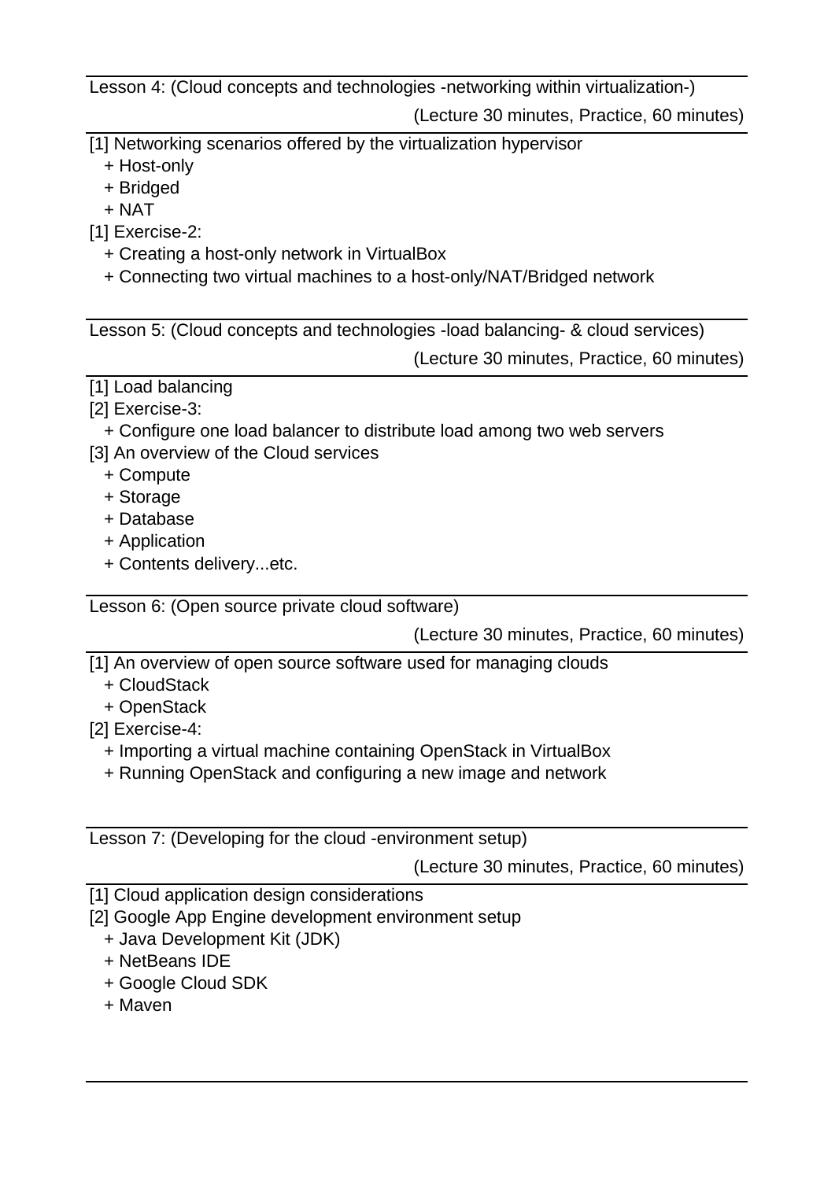Lesson 4: (Cloud concepts and technologies -networking within virtualization-)

(Lecture 30 minutes, Practice, 60 minutes)

---

[1] Networking scenarios offered by the virtualization hypervisor
  + Host-only
  + Bridged
  + NAT
[1] Exercise-2:
  + Creating a host-only network in VirtualBox
  + Connecting two virtual machines to a host-only/NAT/Bridged network

---

Lesson 5: (Cloud concepts and technologies -load balancing- & cloud services)

(Lecture 30 minutes, Practice, 60 minutes)

---

[1] Load balancing
[2] Exercise-3:
  + Configure one load balancer to distribute load among two web servers
[3] An overview of the Cloud services
  + Compute
  + Storage
  + Database
  + Application
  + Contents delivery...etc.

---

Lesson 6: (Open source private cloud software)

(Lecture 30 minutes, Practice, 60 minutes)

---

[1] An overview of open source software used for managing clouds
  + CloudStack
  + OpenStack
[2] Exercise-4:
  + Importing a virtual machine containing OpenStack in VirtualBox
  + Running OpenStack and configuring a new image and network

---

Lesson 7: (Developing for the cloud -environment setup)

(Lecture 30 minutes, Practice, 60 minutes)

---

[1] Cloud application design considerations
[2] Google App Engine development environment setup
  + Java Development Kit (JDK)
  + NetBeans IDE
  + Google Cloud SDK
  + Maven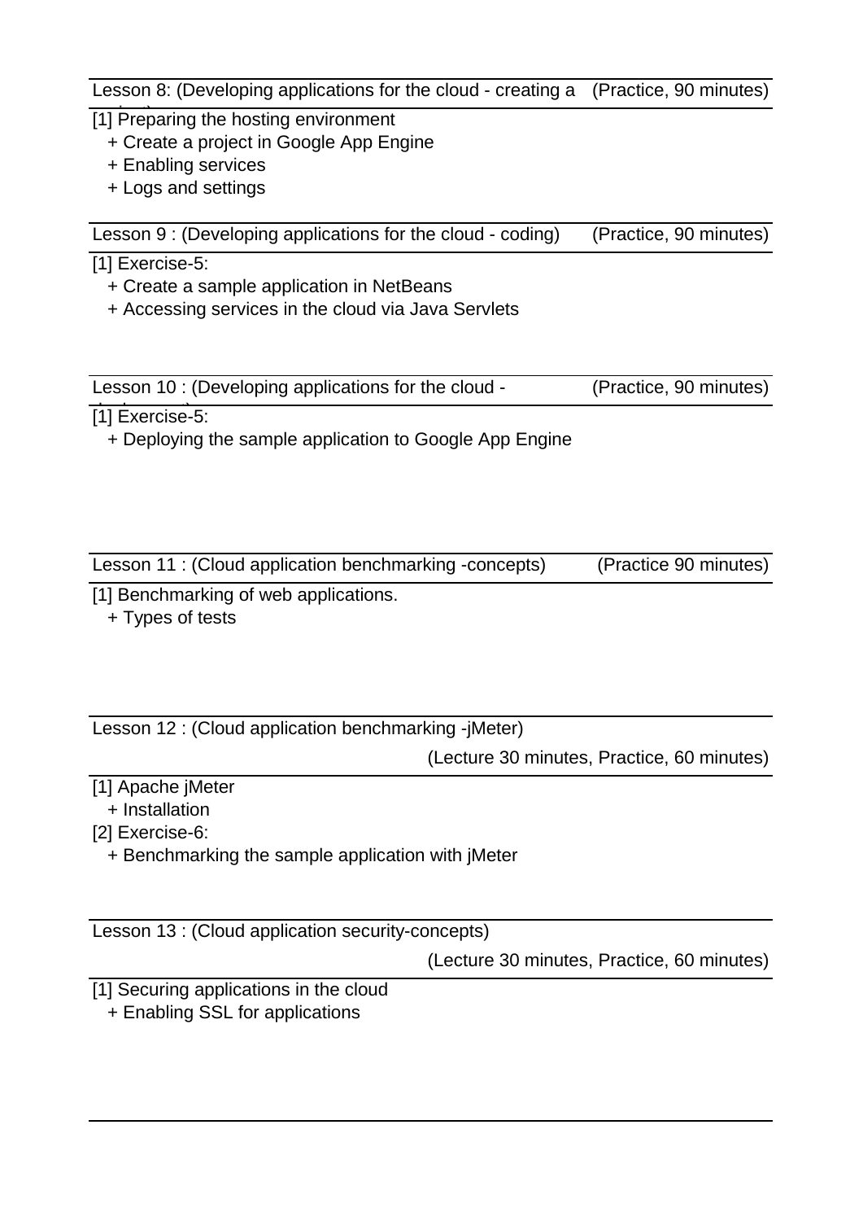Lesson 8: (Developing applications for the cloud - creating a project) (Practice, 90 minutes)

[1] Preparing the hosting environment
  + Create a project in Google App Engine
  + Enabling services
  + Logs and settings

Lesson 9 : (Developing applications for the cloud - coding) (Practice, 90 minutes)

[1] Exercise-5:
  + Create a sample application in NetBeans
  + Accessing services in the cloud via Java Servlets

Lesson 10 : (Developing applications for the cloud - deployment) (Practice, 90 minutes)

[1] Exercise-5:
  + Deploying the sample application to Google App Engine

Lesson 11 : (Cloud application benchmarking -concepts) (Practice 90 minutes)

[1] Benchmarking of web applications.
  + Types of tests

Lesson 12 : (Cloud application benchmarking -jMeter)

(Lecture 30 minutes, Practice, 60 minutes)

[1] Apache jMeter
  + Installation

[2] Exercise-6:
  + Benchmarking the sample application with jMeter

Lesson 13 : (Cloud application security-concepts)

(Lecture 30 minutes, Practice, 60 minutes)

[1] Securing applications in the cloud
  + Enabling SSL for applications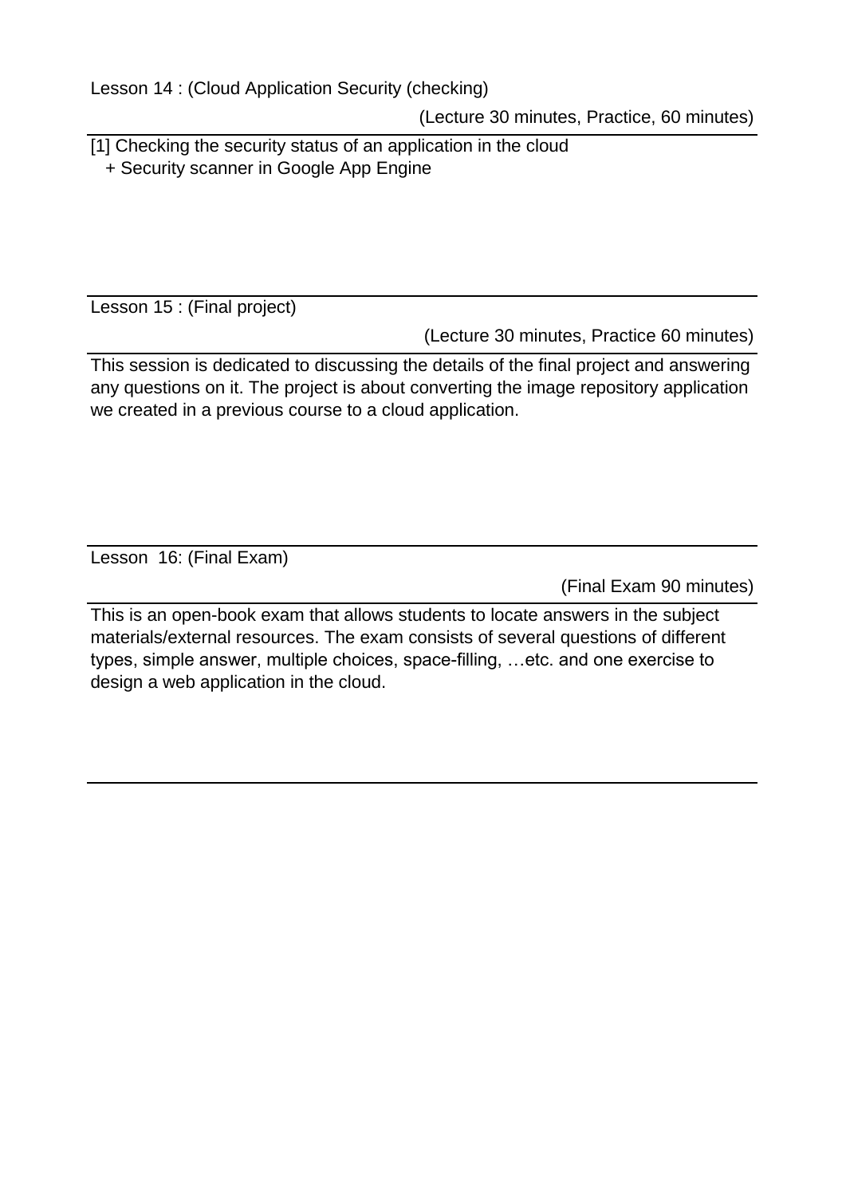Lesson 14 : (Cloud Application Security (checking)

(Lecture 30 minutes, Practice, 60 minutes)

---

[1] Checking the security status of an application in the cloud
 + Security scanner in Google App Engine

---

Lesson 15 : (Final project)

(Lecture 30 minutes, Practice 60 minutes)

---

This session is dedicated to discussing the details of the final project and answering any questions on it. The project is about converting the image repository application we created in a previous course to a cloud application.

---

Lesson 16: (Final Exam)

(Final Exam 90 minutes)

---

This is an open-book exam that allows students to locate answers in the subject materials/external resources. The exam consists of several questions of different types, simple answer, multiple choices, space-filling, …etc. and one exercise to design a web application in the cloud.

---